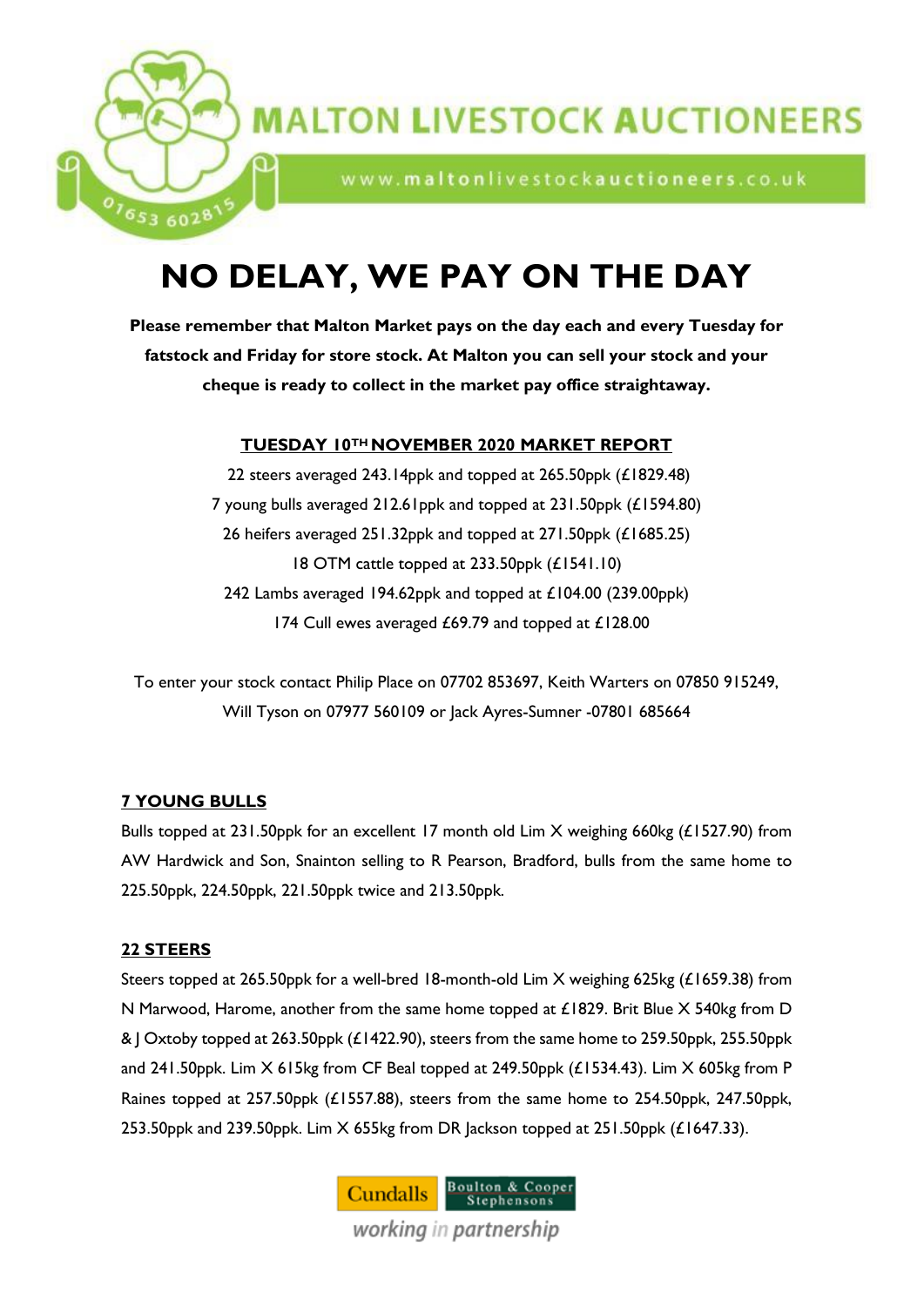# MALTON LIVESTOCK AUCTIONEERS

www.maltonlivestockauctioneers.co.uk

01653 602815

# NO DELAY, WE PAY ON THE DAY

**Please remember that Malton Market pays on the day each and every Tuesday for fatstock and Friday for store stock. At Malton you can sell your stock and your cheque is ready to collect in the market pay office straightaway.**

## TUESDAY 10TH NOVEMBER 2020 MARKET REPORT

22 steers averaged 243.14ppk and topped at 265.50ppk (£1829.48)
7 young bulls averaged 212.61ppk and topped at 231.50ppk (£1594.80)
26 heifers averaged 251.32ppk and topped at 271.50ppk (£1685.25)
18 OTM cattle topped at 233.50ppk (£1541.10)
242 Lambs averaged 194.62ppk and topped at £104.00 (239.00ppk)
174 Cull ewes averaged £69.79 and topped at £128.00

To enter your stock contact Philip Place on 07702 853697, Keith Warters on 07850 915249, Will Tyson on 07977 560109 or Jack Ayres-Sumner -07801 685664

## 7 YOUNG BULLS

Bulls topped at 231.50ppk for an excellent 17 month old Lim X weighing 660kg (£1527.90) from AW Hardwick and Son, Snainton selling to R Pearson, Bradford, bulls from the same home to 225.50ppk, 224.50ppk, 221.50ppk twice and 213.50ppk.

## 22 STEERS

Steers topped at 265.50ppk for a well-bred 18-month-old Lim X weighing 625kg (£1659.38) from N Marwood, Harome, another from the same home topped at £1829. Brit Blue X 540kg from D & J Oxtoby topped at 263.50ppk (£1422.90), steers from the same home to 259.50ppk, 255.50ppk and 241.50ppk. Lim X 615kg from CF Beal topped at 249.50ppk (£1534.43). Lim X 605kg from P Raines topped at 257.50ppk (£1557.88), steers from the same home to 254.50ppk, 247.50ppk, 253.50ppk and 239.50ppk. Lim X 655kg from DR Jackson topped at 251.50ppk (£1647.33).

Cundalls | Boulton & Cooper Stephensons

*working in partnership*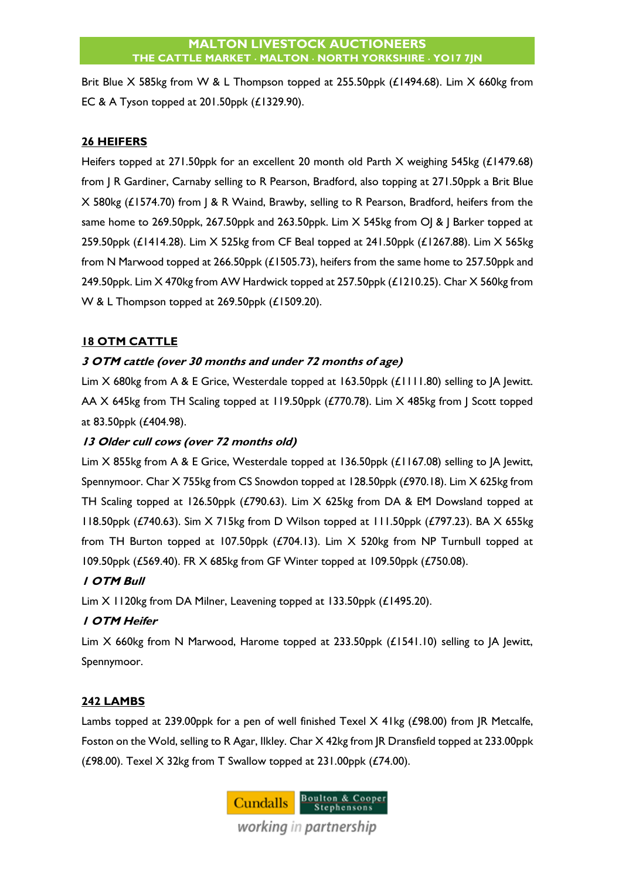Brit Blue X 585kg from W & L Thompson topped at 255.50ppk (£1494.68). Lim X 660kg from EC & A Tyson topped at 201.50ppk (£1329.90).

## 26 HEIFERS

Heifers topped at 271.50ppk for an excellent 20 month old Parth X weighing 545kg (£1479.68) from J R Gardiner, Carnaby selling to R Pearson, Bradford, also topping at 271.50ppk a Brit Blue X 580kg (£1574.70) from J & R Waind, Brawby, selling to R Pearson, Bradford, heifers from the same home to 269.50ppk, 267.50ppk and 263.50ppk. Lim X 545kg from OJ & J Barker topped at 259.50ppk (£1414.28). Lim X 525kg from CF Beal topped at 241.50ppk (£1267.88). Lim X 565kg from N Marwood topped at 266.50ppk (£1505.73), heifers from the same home to 257.50ppk and 249.50ppk. Lim X 470kg from AW Hardwick topped at 257.50ppk (£1210.25). Char X 560kg from W & L Thompson topped at 269.50ppk (£1509.20).

## 18 OTM CATTLE

### *3 OTM cattle (over 30 months and under 72 months of age)*

Lim X 680kg from A & E Grice, Westerdale topped at 163.50ppk (£1111.80) selling to JA Jewitt. AA X 645kg from TH Scaling topped at 119.50ppk (£770.78). Lim X 485kg from J Scott topped at 83.50ppk (£404.98).

### *13 Older cull cows (over 72 months old)*

Lim X 855kg from A & E Grice, Westerdale topped at 136.50ppk (£1167.08) selling to JA Jewitt, Spennymoor. Char X 755kg from CS Snowdon topped at 128.50ppk (£970.18). Lim X 625kg from TH Scaling topped at 126.50ppk (£790.63). Lim X 625kg from DA & EM Dowsland topped at 118.50ppk (£740.63). Sim X 715kg from D Wilson topped at 111.50ppk (£797.23). BA X 655kg from TH Burton topped at 107.50ppk (£704.13). Lim X 520kg from NP Turnbull topped at 109.50ppk (£569.40). FR X 685kg from GF Winter topped at 109.50ppk (£750.08).

### *1 OTM Bull*

Lim X 1120kg from DA Milner, Leavening topped at 133.50ppk (£1495.20).

### *1 OTM Heifer*

Lim X 660kg from N Marwood, Harome topped at 233.50ppk (£1541.10) selling to JA Jewitt, Spennymoor.

## 242 LAMBS

Lambs topped at 239.00ppk for a pen of well finished Texel X 41kg (£98.00) from JR Metcalfe, Foston on the Wold, selling to R Agar, Ilkley. Char X 42kg from JR Dransfield topped at 233.00ppk (£98.00). Texel X 32kg from T Swallow topped at 231.00ppk (£74.00).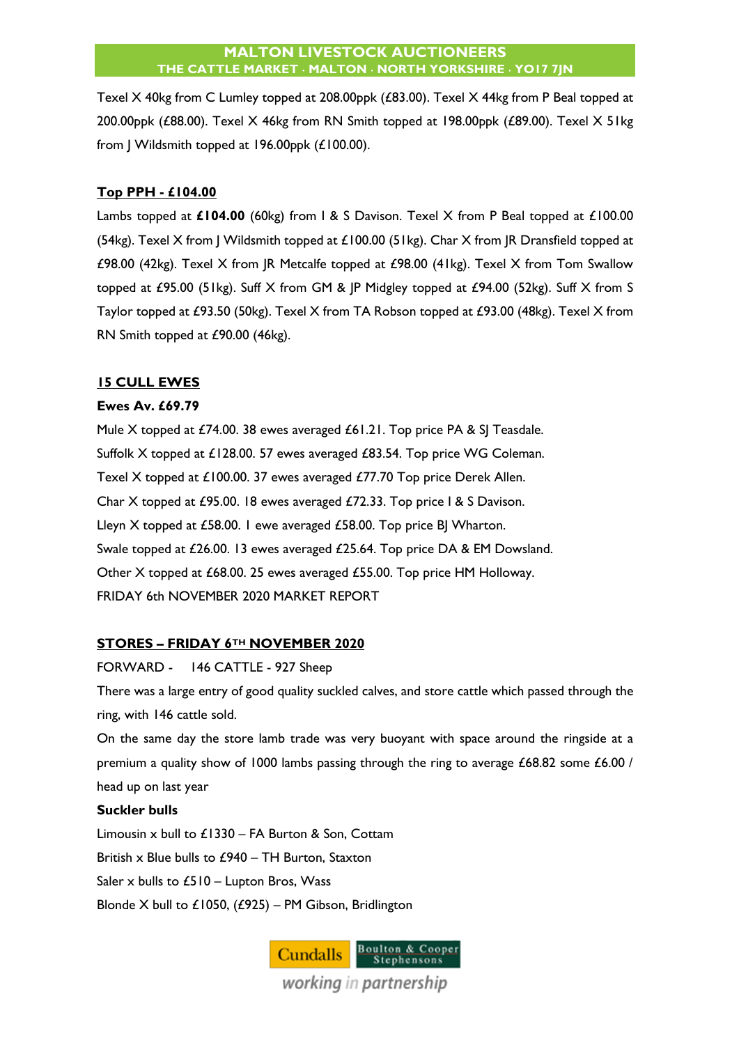Texel X 40kg from C Lumley topped at 208.00ppk (£83.00). Texel X 44kg from P Beal topped at 200.00ppk (£88.00). Texel X 46kg from RN Smith topped at 198.00ppk (£89.00). Texel X 51kg from J Wildsmith topped at 196.00ppk (£100.00).

**Top PPH - £104.00**

Lambs topped at **£104.00** (60kg) from I & S Davison. Texel X from P Beal topped at £100.00 (54kg). Texel X from J Wildsmith topped at £100.00 (51kg). Char X from JR Dransfield topped at £98.00 (42kg). Texel X from JR Metcalfe topped at £98.00 (41kg). Texel X from Tom Swallow topped at £95.00 (51kg). Suff X from GM & JP Midgley topped at £94.00 (52kg). Suff X from S Taylor topped at £93.50 (50kg). Texel X from TA Robson topped at £93.00 (48kg). Texel X from RN Smith topped at £90.00 (46kg).

**15 CULL EWES**

**Ewes Av. £69.79**

Mule X topped at £74.00. 38 ewes averaged £61.21. Top price PA & SJ Teasdale.
Suffolk X topped at £128.00. 57 ewes averaged £83.54. Top price WG Coleman.
Texel X topped at £100.00. 37 ewes averaged £77.70 Top price Derek Allen.
Char X topped at £95.00. 18 ewes averaged £72.33. Top price I & S Davison.
Lleyn X topped at £58.00. 1 ewe averaged £58.00. Top price BJ Wharton.
Swale topped at £26.00. 13 ewes averaged £25.64. Top price DA & EM Dowsland.
Other X topped at £68.00. 25 ewes averaged £55.00. Top price HM Holloway.
FRIDAY 6th NOVEMBER 2020 MARKET REPORT

**STORES – FRIDAY 6TH NOVEMBER 2020**

FORWARD - 146 CATTLE - 927 Sheep

There was a large entry of good quality suckled calves, and store cattle which passed through the ring, with 146 cattle sold.

On the same day the store lamb trade was very buoyant with space around the ringside at a premium a quality show of 1000 lambs passing through the ring to average £68.82 some £6.00 / head up on last year

**Suckler bulls**

Limousin x bull to £1330 – FA Burton & Son, Cottam
British x Blue bulls to £940 – TH Burton, Staxton
Saler x bulls to £510 – Lupton Bros, Wass
Blonde X bull to £1050, (£925) – PM Gibson, Bridlington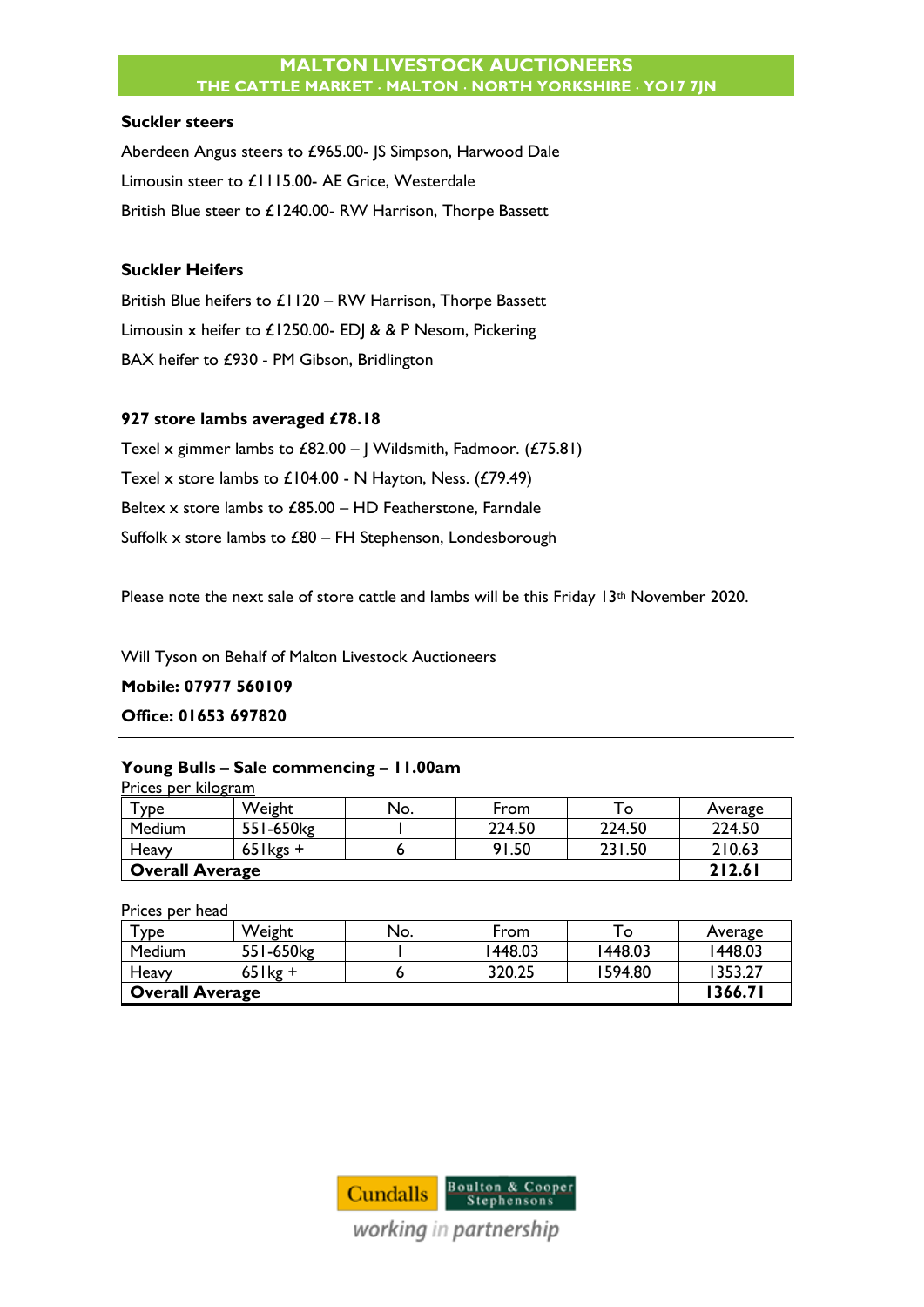**Suckler steers**

Aberdeen Angus steers to £965.00- JS Simpson, Harwood Dale

Limousin steer to £1115.00- AE Grice, Westerdale

British Blue steer to £1240.00- RW Harrison, Thorpe Bassett

**Suckler Heifers**

British Blue heifers to £1120 – RW Harrison, Thorpe Bassett

Limousin x heifer to £1250.00- EDJ & & P Nesom, Pickering

BAX heifer to £930 - PM Gibson, Bridlington

**927 store lambs averaged £78.18**

Texel x gimmer lambs to £82.00 – J Wildsmith, Fadmoor. (£75.81)

Texel x store lambs to £104.00 - N Hayton, Ness. (£79.49)

Beltex x store lambs to £85.00 – HD Featherstone, Farndale

Suffolk x store lambs to £80 – FH Stephenson, Londesborough

Please note the next sale of store cattle and lambs will be this Friday 13th November 2020.

Will Tyson on Behalf of Malton Livestock Auctioneers

**Mobile: 07977 560109**

**Office: 01653 697820**

---

**Young Bulls – Sale commencing – 11.00am**

Prices per kilogram

| Type | Weight | No. | From | To | Average |
|---|---|---|---|---|---|
| Medium | 551-650kg | 1 | 224.50 | 224.50 | 224.50 |
| Heavy | 651kgs + | 6 | 91.50 | 231.50 | 210.63 |
| **Overall Average** | | | | | **212.61** |

Prices per head

| Type | Weight | No. | From | To | Average |
|---|---|---|---|---|---|
| Medium | 551-650kg | 1 | 1448.03 | 1448.03 | 1448.03 |
| Heavy | 651kg + | 6 | 320.25 | 1594.80 | 1353.27 |
| **Overall Average** | | | | | **1366.71** |

Cundalls Boulton & Cooper Stephensons

*working in partnership*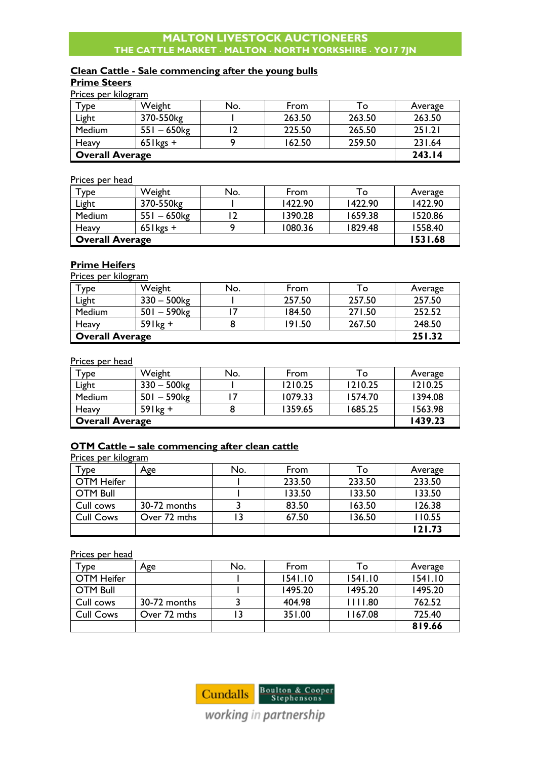# MALTON LIVESTOCK AUCTIONEERS
## THE CATTLE MARKET · MALTON · NORTH YORKSHIRE · YO17 7JN

## Clean Cattle - Sale commencing after the young bulls

### Prime Steers

Prices per kilogram

| Type | Weight | No. | From | To | Average |
|---|---|---|---|---|---|
| Light | 370-550kg | 1 | 263.50 | 263.50 | 263.50 |
| Medium | 551 – 650kg | 12 | 225.50 | 265.50 | 251.21 |
| Heavy | 651kgs + | 9 | 162.50 | 259.50 | 231.64 |
| **Overall Average** | | | | | **243.14** |

Prices per head

| Type | Weight | No. | From | To | Average |
|---|---|---|---|---|---|
| Light | 370-550kg | 1 | 1422.90 | 1422.90 | 1422.90 |
| Medium | 551 – 650kg | 12 | 1390.28 | 1659.38 | 1520.86 |
| Heavy | 651kgs + | 9 | 1080.36 | 1829.48 | 1558.40 |
| **Overall Average** | | | | | **1531.68** |

### Prime Heifers

Prices per kilogram

| Type | Weight | No. | From | To | Average |
|---|---|---|---|---|---|
| Light | 330 – 500kg | 1 | 257.50 | 257.50 | 257.50 |
| Medium | 501 – 590kg | 17 | 184.50 | 271.50 | 252.52 |
| Heavy | 591kg + | 8 | 191.50 | 267.50 | 248.50 |
| **Overall Average** | | | | | **251.32** |

Prices per head

| Type | Weight | No. | From | To | Average |
|---|---|---|---|---|---|
| Light | 330 – 500kg | 1 | 1210.25 | 1210.25 | 1210.25 |
| Medium | 501 – 590kg | 17 | 1079.33 | 1574.70 | 1394.08 |
| Heavy | 591kg + | 8 | 1359.65 | 1685.25 | 1563.98 |
| **Overall Average** | | | | | **1439.23** |

## OTM Cattle – sale commencing after clean cattle

Prices per kilogram

| Type | Age | No. | From | To | Average |
|---|---|---|---|---|---|
| OTM Heifer | | 1 | 233.50 | 233.50 | 233.50 |
| OTM Bull | | 1 | 133.50 | 133.50 | 133.50 |
| Cull cows | 30-72 months | 3 | 83.50 | 163.50 | 126.38 |
| Cull Cows | Over 72 mths | 13 | 67.50 | 136.50 | 110.55 |
| | | | | | **121.73** |

Prices per head

| Type | Age | No. | From | To | Average |
|---|---|---|---|---|---|
| OTM Heifer | | 1 | 1541.10 | 1541.10 | 1541.10 |
| OTM Bull | | 1 | 1495.20 | 1495.20 | 1495.20 |
| Cull cows | 30-72 months | 3 | 404.98 | 1111.80 | 762.52 |
| Cull Cows | Over 72 mths | 13 | 351.00 | 1167.08 | 725.40 |
| | | | | | **819.66** |

Cundalls | Boulton & Cooper Stephensons

working in partnership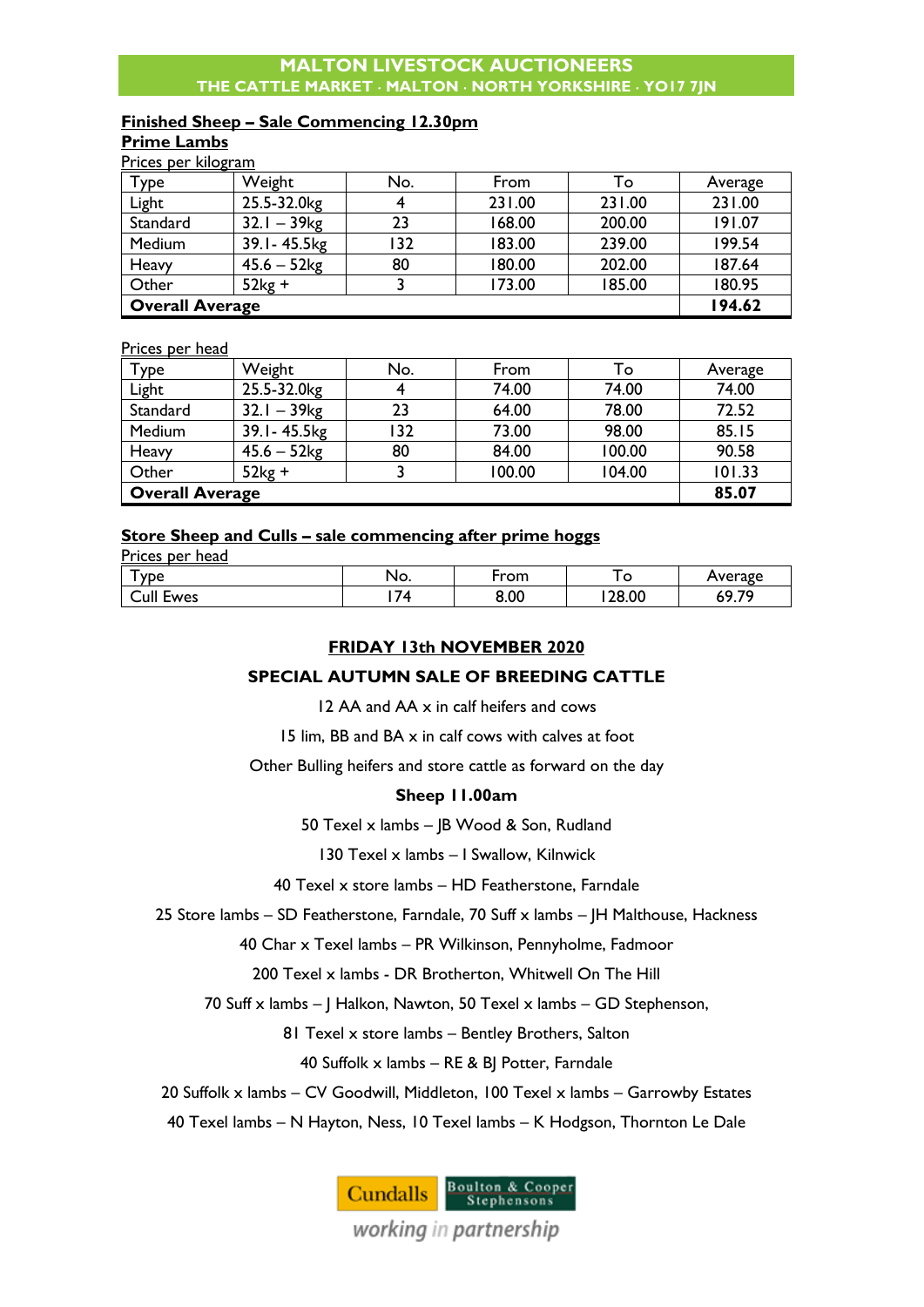# MALTON LIVESTOCK AUCTIONEERS
## THE CATTLE MARKET · MALTON · NORTH YORKSHIRE · YO17 7JN

**Finished Sheep – Sale Commencing 12.30pm**

**Prime Lambs**

Prices per kilogram

| Type | Weight | No. | From | To | Average |
|---|---|---|---|---|---|
| Light | 25.5-32.0kg | 4 | 231.00 | 231.00 | 231.00 |
| Standard | 32.1 – 39kg | 23 | 168.00 | 200.00 | 191.07 |
| Medium | 39.1- 45.5kg | 132 | 183.00 | 239.00 | 199.54 |
| Heavy | 45.6 – 52kg | 80 | 180.00 | 202.00 | 187.64 |
| Other | 52kg + | 3 | 173.00 | 185.00 | 180.95 |
| **Overall Average** | | | | | **194.62** |

Prices per head

| Type | Weight | No. | From | To | Average |
|---|---|---|---|---|---|
| Light | 25.5-32.0kg | 4 | 74.00 | 74.00 | 74.00 |
| Standard | 32.1 – 39kg | 23 | 64.00 | 78.00 | 72.52 |
| Medium | 39.1- 45.5kg | 132 | 73.00 | 98.00 | 85.15 |
| Heavy | 45.6 – 52kg | 80 | 84.00 | 100.00 | 90.58 |
| Other | 52kg + | 3 | 100.00 | 104.00 | 101.33 |
| **Overall Average** | | | | | **85.07** |

**Store Sheep and Culls – sale commencing after prime hoggs**

Prices per head

| Type | No. | From | To | Average |
|---|---|---|---|---|
| Cull Ewes | 174 | 8.00 | 128.00 | 69.79 |

**FRIDAY 13th NOVEMBER 2020**

**SPECIAL AUTUMN SALE OF BREEDING CATTLE**

12 AA and AA x in calf heifers and cows

15 lim, BB and BA x in calf cows with calves at foot

Other Bulling heifers and store cattle as forward on the day

**Sheep 11.00am**

50 Texel x lambs – JB Wood & Son, Rudland

130 Texel x lambs – I Swallow, Kilnwick

40 Texel x store lambs – HD Featherstone, Farndale

25 Store lambs – SD Featherstone, Farndale, 70 Suff x lambs – JH Malthouse, Hackness

40 Char x Texel lambs – PR Wilkinson, Pennyholme, Fadmoor

200 Texel x lambs - DR Brotherton, Whitwell On The Hill

70 Suff x lambs – J Halkon, Nawton, 50 Texel x lambs – GD Stephenson,

81 Texel x store lambs – Bentley Brothers, Salton

40 Suffolk x lambs – RE & BJ Potter, Farndale

20 Suffolk x lambs – CV Goodwill, Middleton, 100 Texel x lambs – Garrowby Estates

40 Texel lambs – N Hayton, Ness, 10 Texel lambs – K Hodgson, Thornton Le Dale

Cundalls | Boulton & Cooper Stephensons

working in partnership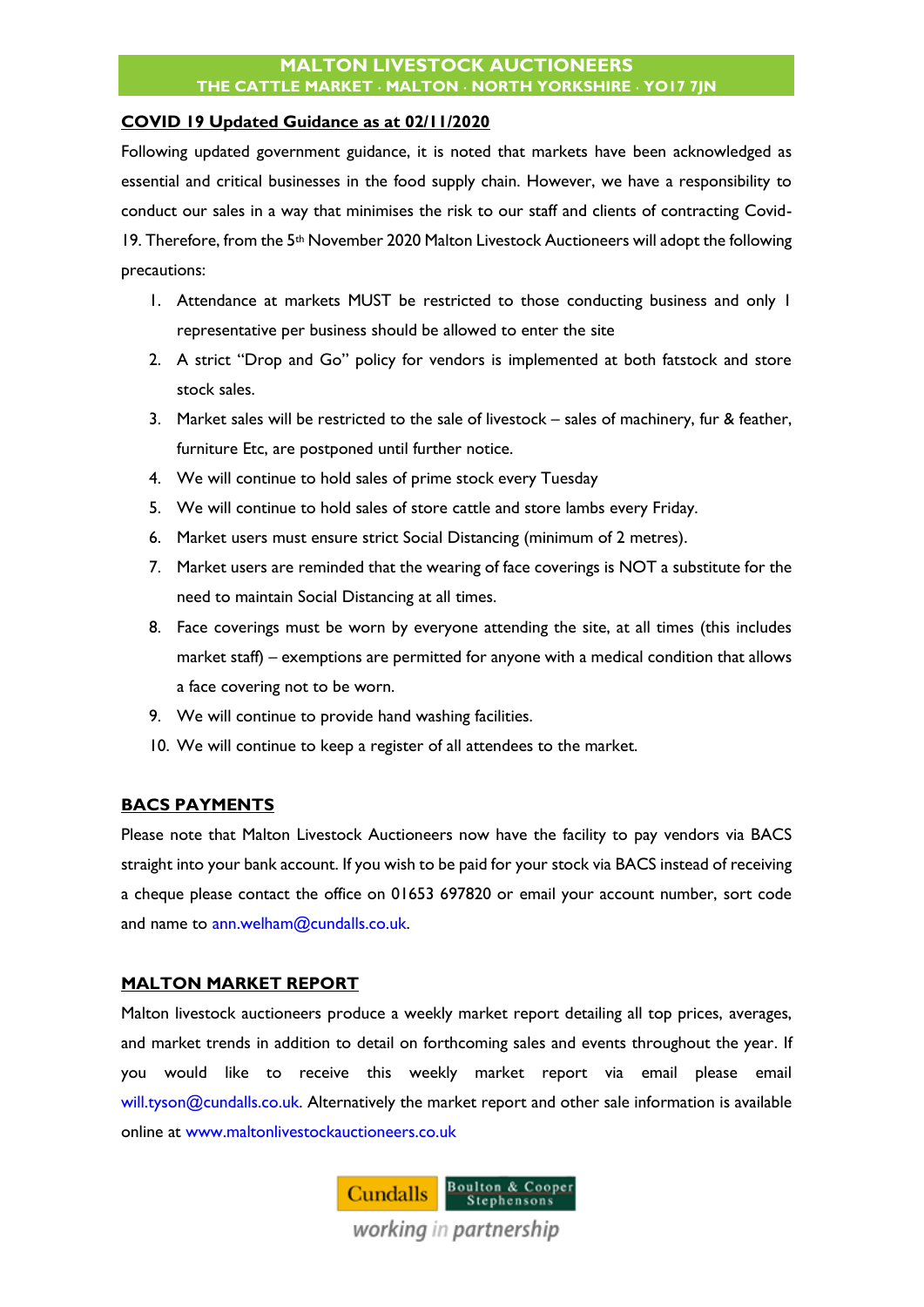# MALTON LIVESTOCK AUCTIONEERS
THE CATTLE MARKET · MALTON · NORTH YORKSHIRE · YO17 7JN

## COVID 19 Updated Guidance as at 02/11/2020

Following updated government guidance, it is noted that markets have been acknowledged as essential and critical businesses in the food supply chain. However, we have a responsibility to conduct our sales in a way that minimises the risk to our staff and clients of contracting Covid-19. Therefore, from the 5th November 2020 Malton Livestock Auctioneers will adopt the following precautions:

1. Attendance at markets MUST be restricted to those conducting business and only 1 representative per business should be allowed to enter the site
2. A strict "Drop and Go" policy for vendors is implemented at both fatstock and store stock sales.
3. Market sales will be restricted to the sale of livestock – sales of machinery, fur & feather, furniture Etc, are postponed until further notice.
4. We will continue to hold sales of prime stock every Tuesday
5. We will continue to hold sales of store cattle and store lambs every Friday.
6. Market users must ensure strict Social Distancing (minimum of 2 metres).
7. Market users are reminded that the wearing of face coverings is NOT a substitute for the need to maintain Social Distancing at all times.
8. Face coverings must be worn by everyone attending the site, at all times (this includes market staff) – exemptions are permitted for anyone with a medical condition that allows a face covering not to be worn.
9. We will continue to provide hand washing facilities.
10. We will continue to keep a register of all attendees to the market.

## BACS PAYMENTS

Please note that Malton Livestock Auctioneers now have the facility to pay vendors via BACS straight into your bank account. If you wish to be paid for your stock via BACS instead of receiving a cheque please contact the office on 01653 697820 or email your account number, sort code and name to ann.welham@cundalls.co.uk.

## MALTON MARKET REPORT

Malton livestock auctioneers produce a weekly market report detailing all top prices, averages, and market trends in addition to detail on forthcoming sales and events throughout the year. If you would like to receive this weekly market report via email please email will.tyson@cundalls.co.uk. Alternatively the market report and other sale information is available online at www.maltonlivestockauctioneers.co.uk

Cundalls | Boulton & Cooper Stephensons

working in partnership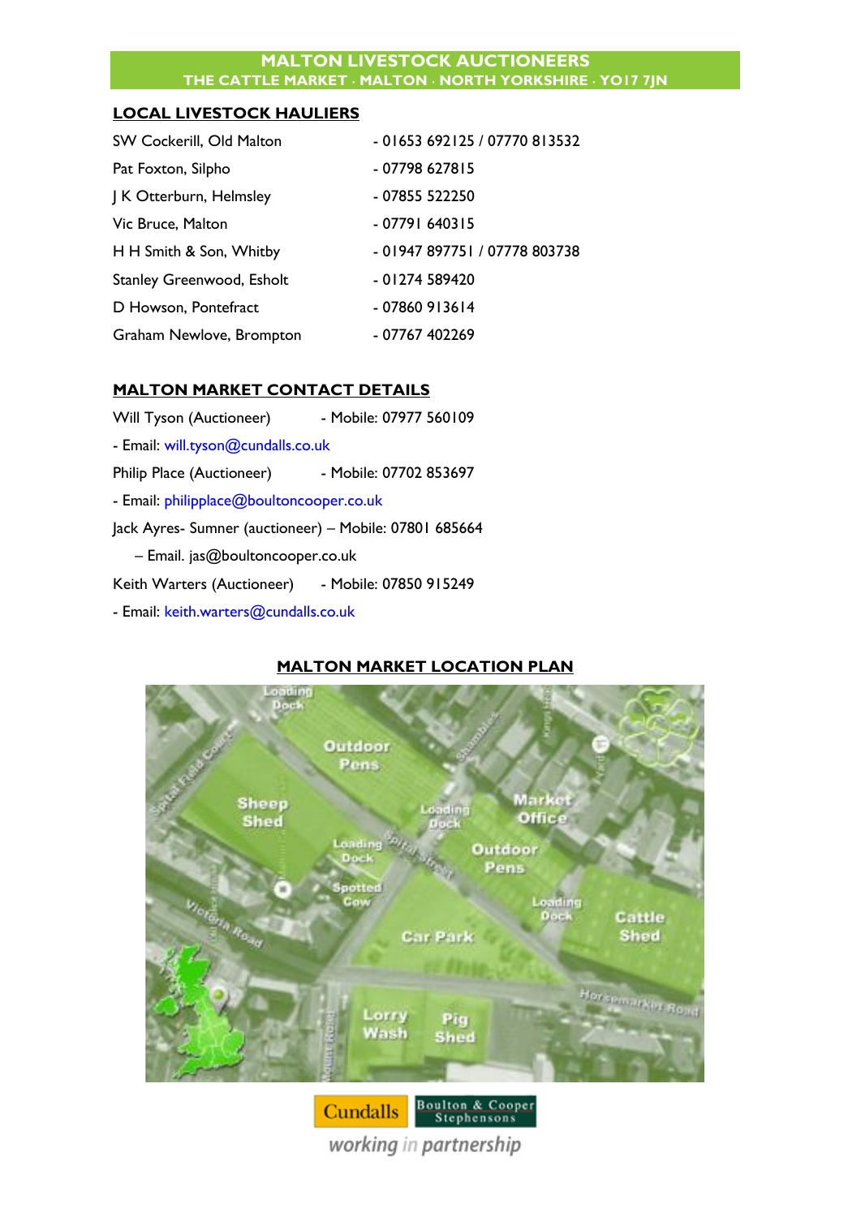# MALTON LIVESTOCK AUCTIONEERS
THE CATTLE MARKET · MALTON · NORTH YORKSHIRE · YO17 7JN

## LOCAL LIVESTOCK HAULIERS

| | |
|---|---|
| SW Cockerill, Old Malton | - 01653 692125 / 07770 813532 |
| Pat Foxton, Silpho | - 07798 627815 |
| J K Otterburn, Helmsley | - 07855 522250 |
| Vic Bruce, Malton | - 07791 640315 |
| H H Smith & Son, Whitby | - 01947 897751 / 07778 803738 |
| Stanley Greenwood, Esholt | - 01274 589420 |
| D Howson, Pontefract | - 07860 913614 |
| Graham Newlove, Brompton | - 07767 402269 |

## MALTON MARKET CONTACT DETAILS

Will Tyson (Auctioneer) - Mobile: 07977 560109
- Email: will.tyson@cundalls.co.uk

Philip Place (Auctioneer) - Mobile: 07702 853697
- Email: philipplace@boultoncooper.co.uk

Jack Ayres- Sumner (auctioneer) – Mobile: 07801 685664
– Email. jas@boultoncooper.co.uk

Keith Warters (Auctioneer) - Mobile: 07850 915249
- Email: keith.warters@cundalls.co.uk

## MALTON MARKET LOCATION PLAN

Loading Dock
Outdoor Pens
Sheep Shed
Loading Dock
Market Office
Loading Dock
Spital Street
Outdoor Pens
Spotted Cow
Loading Dock
Cattle Shed
Car Park
Victoria Road
Horsemarket Road
Lorry Wash
Pig Shed

Cundalls | Boulton & Cooper Stephensons
working in partnership